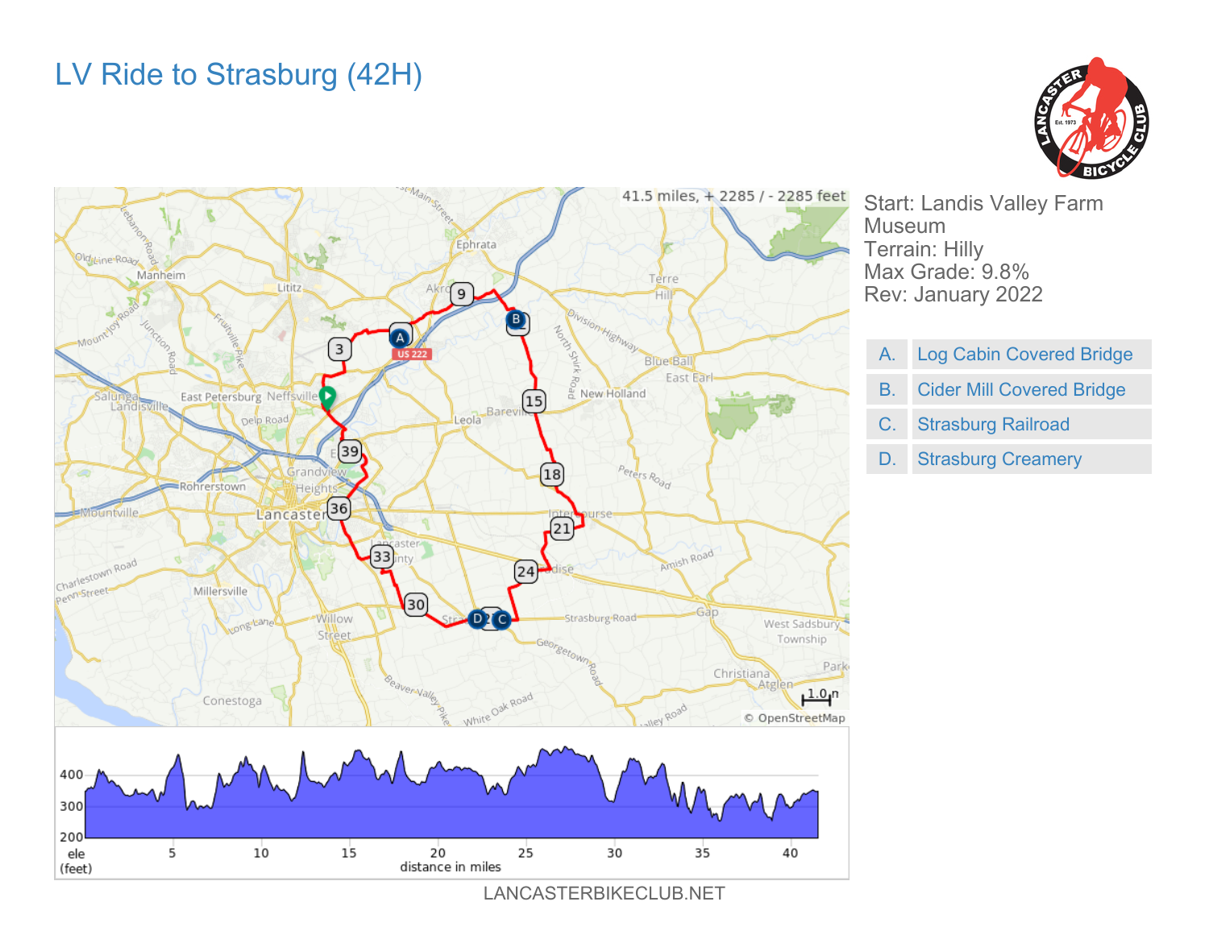# LV Ride to Strasburg (42H)

41.5 miles, + 2285 / - 2285 feet

Start: Landis Valley Farm Museum
Terrain: Hilly
Max Grade: 9.8%
Rev: January 2022

| | |
|---|---|
| A. | Log Cabin Covered Bridge |
| B. | Cider Mill Covered Bridge |
| C. | Strasburg Railroad |
| D. | Strasburg Creamery |

LANCASTERBIKECLUB.NET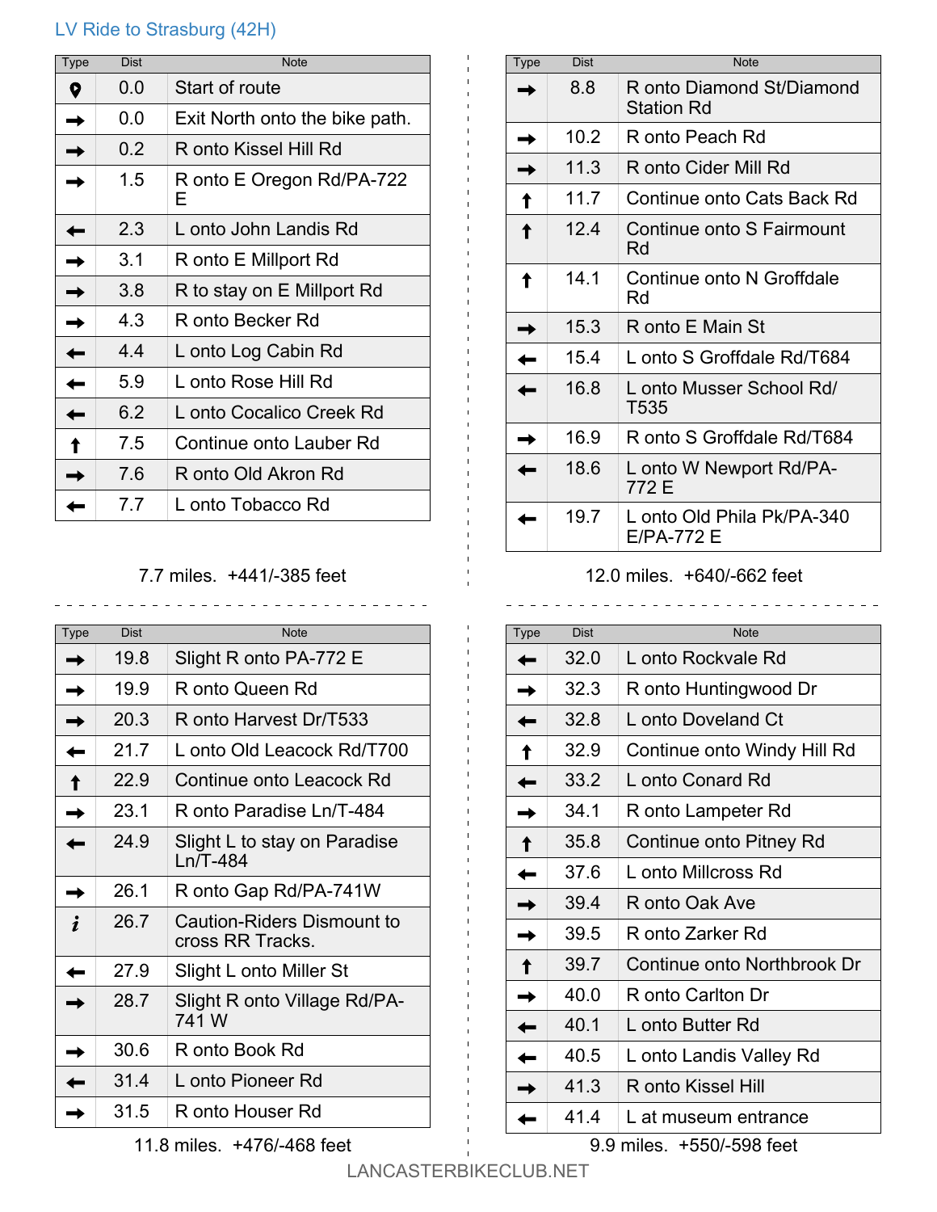## LV Ride to Strasburg (42H)

| Type | Dist | Note |
|---|---|---|
| 📍 | 0.0 | Start of route |
| → | 0.0 | Exit North onto the bike path. |
| → | 0.2 | R onto Kissel Hill Rd |
| → | 1.5 | R onto E Oregon Rd/PA-722 E |
| ← | 2.3 | L onto John Landis Rd |
| → | 3.1 | R onto E Millport Rd |
| → | 3.8 | R to stay on E Millport Rd |
| → | 4.3 | R onto Becker Rd |
| ← | 4.4 | L onto Log Cabin Rd |
| ← | 5.9 | L onto Rose Hill Rd |
| ← | 6.2 | L onto Cocalico Creek Rd |
| ↑ | 7.5 | Continue onto Lauber Rd |
| → | 7.6 | R onto Old Akron Rd |
| ← | 7.7 | L onto Tobacco Rd |

7.7 miles. +441/-385 feet

| Type | Dist | Note |
|---|---|---|
| → | 8.8 | R onto Diamond St/Diamond Station Rd |
| → | 10.2 | R onto Peach Rd |
| → | 11.3 | R onto Cider Mill Rd |
| ↑ | 11.7 | Continue onto Cats Back Rd |
| ↑ | 12.4 | Continue onto S Fairmount Rd |
| ↑ | 14.1 | Continue onto N Groffdale Rd |
| → | 15.3 | R onto E Main St |
| ← | 15.4 | L onto S Groffdale Rd/T684 |
| ← | 16.8 | L onto Musser School Rd/ T535 |
| → | 16.9 | R onto S Groffdale Rd/T684 |
| ← | 18.6 | L onto W Newport Rd/PA-772 E |
| ← | 19.7 | L onto Old Phila Pk/PA-340 E/PA-772 E |

12.0 miles. +640/-662 feet

| Type | Dist | Note |
|---|---|---|
| → | 19.8 | Slight R onto PA-772 E |
| → | 19.9 | R onto Queen Rd |
| → | 20.3 | R onto Harvest Dr/T533 |
| ← | 21.7 | L onto Old Leacock Rd/T700 |
| ↑ | 22.9 | Continue onto Leacock Rd |
| → | 23.1 | R onto Paradise Ln/T-484 |
| ← | 24.9 | Slight L to stay on Paradise Ln/T-484 |
| → | 26.1 | R onto Gap Rd/PA-741W |
| *i* | 26.7 | Caution-Riders Dismount to cross RR Tracks. |
| ← | 27.9 | Slight L onto Miller St |
| → | 28.7 | Slight R onto Village Rd/PA-741 W |
| → | 30.6 | R onto Book Rd |
| ← | 31.4 | L onto Pioneer Rd |
| → | 31.5 | R onto Houser Rd |

11.8 miles. +476/-468 feet

| Type | Dist | Note |
|---|---|---|
| ← | 32.0 | L onto Rockvale Rd |
| → | 32.3 | R onto Huntingwood Dr |
| ← | 32.8 | L onto Doveland Ct |
| ↑ | 32.9 | Continue onto Windy Hill Rd |
| ← | 33.2 | L onto Conard Rd |
| → | 34.1 | R onto Lampeter Rd |
| ↑ | 35.8 | Continue onto Pitney Rd |
| ← | 37.6 | L onto Millcross Rd |
| → | 39.4 | R onto Oak Ave |
| → | 39.5 | R onto Zarker Rd |
| ↑ | 39.7 | Continue onto Northbrook Dr |
| → | 40.0 | R onto Carlton Dr |
| ← | 40.1 | L onto Butter Rd |
| ← | 40.5 | L onto Landis Valley Rd |
| → | 41.3 | R onto Kissel Hill |
| ← | 41.4 | L at museum entrance |

9.9 miles. +550/-598 feet

LANCASTERBIKECLUB.NET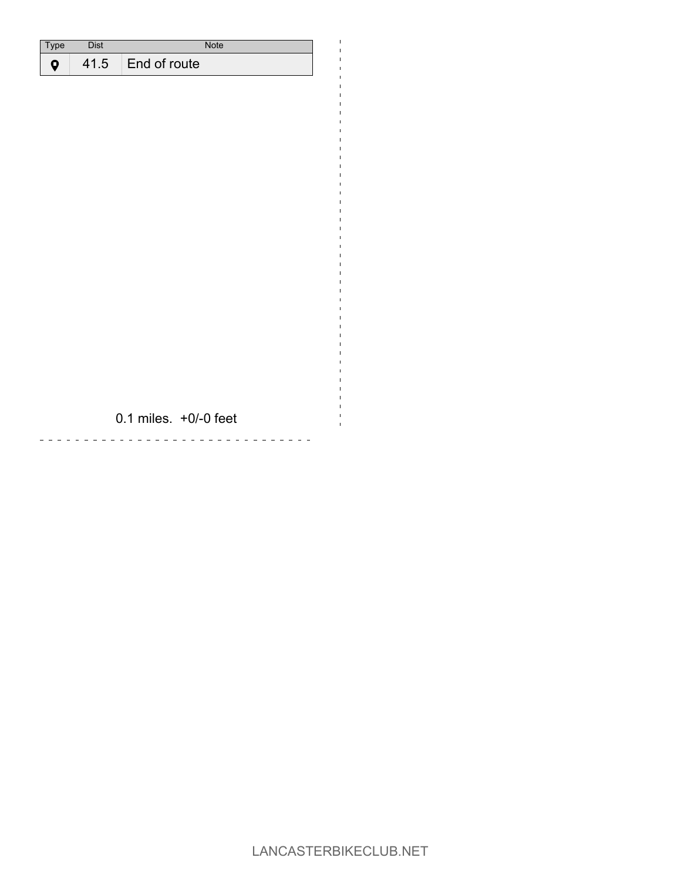| Type | Dist | Note |
| --- | --- | --- |
| | 41.5 | End of route |

0.1 miles. +0/-0 feet